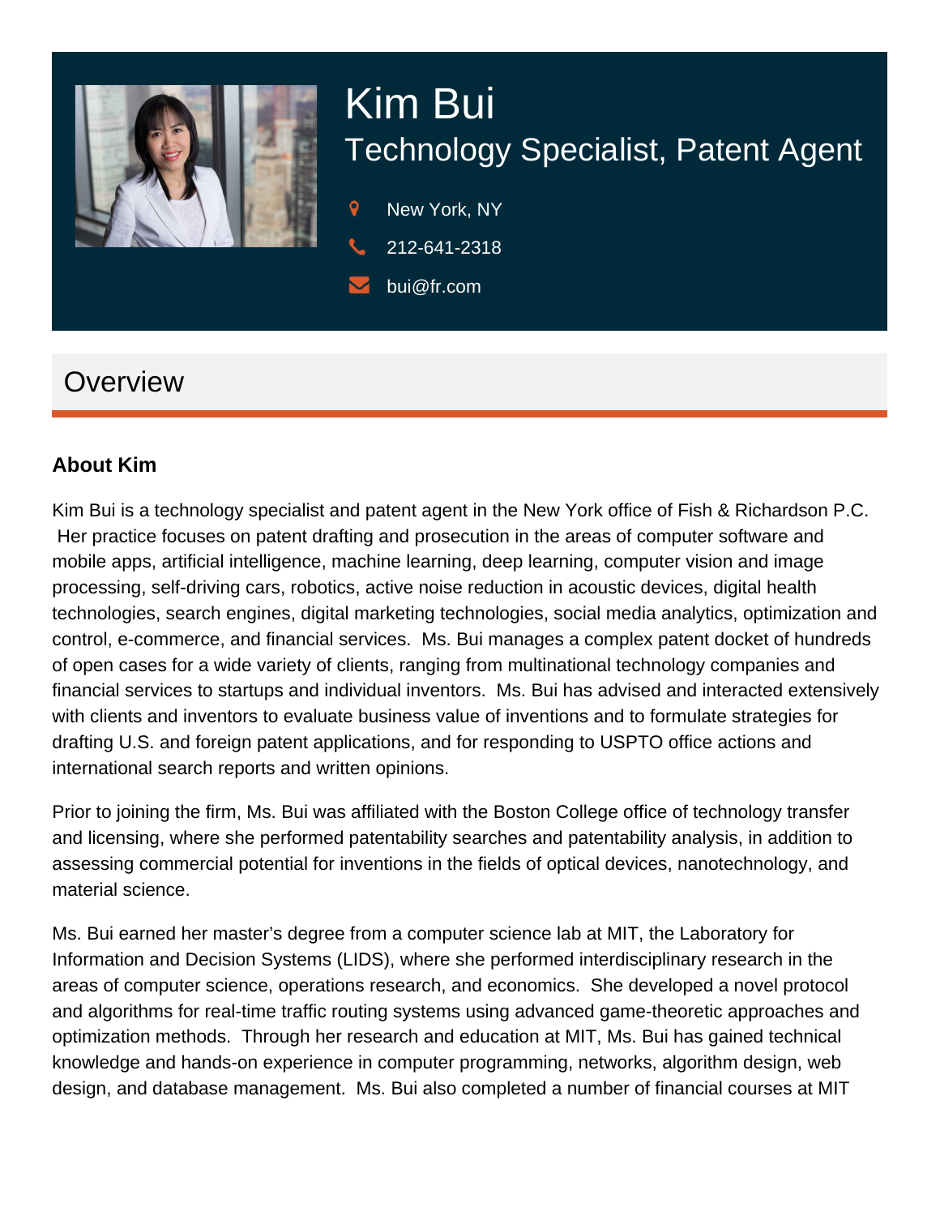# Kim Bui

## Technology Specialist, Patent Agent

New York, NY

212-641-2318

bui@fr.com

## Overview

### About Kim

Kim Bui is a technology specialist and patent agent in the New York office of Fish & Richardson P.C. Her practice focuses on patent drafting and prosecution in the areas of computer software and mobile apps, artificial intelligence, machine learning, deep learning, computer vision and image processing, self-driving cars, robotics, active noise reduction in acoustic devices, digital health technologies, search engines, digital marketing technologies, social media analytics, optimization and control, e-commerce, and financial services. Ms. Bui manages a complex patent docket of hundreds of open cases for a wide variety of clients, ranging from multinational technology companies and financial services to startups and individual inventors. Ms. Bui has advised and interacted extensively with clients and inventors to evaluate business value of inventions and to formulate strategies for drafting U.S. and foreign patent applications, and for responding to USPTO office actions and international search reports and written opinions.

Prior to joining the firm, Ms. Bui was affiliated with the Boston College office of technology transfer and licensing, where she performed patentability searches and patentability analysis, in addition to assessing commercial potential for inventions in the fields of optical devices, nanotechnology, and material science.

Ms. Bui earned her master's degree from a computer science lab at MIT, the Laboratory for Information and Decision Systems (LIDS), where she performed interdisciplinary research in the areas of computer science, operations research, and economics. She developed a novel protocol and algorithms for real-time traffic routing systems using advanced game-theoretic approaches and optimization methods. Through her research and education at MIT, Ms. Bui has gained technical knowledge and hands-on experience in computer programming, networks, algorithm design, web design, and database management. Ms. Bui also completed a number of financial courses at MIT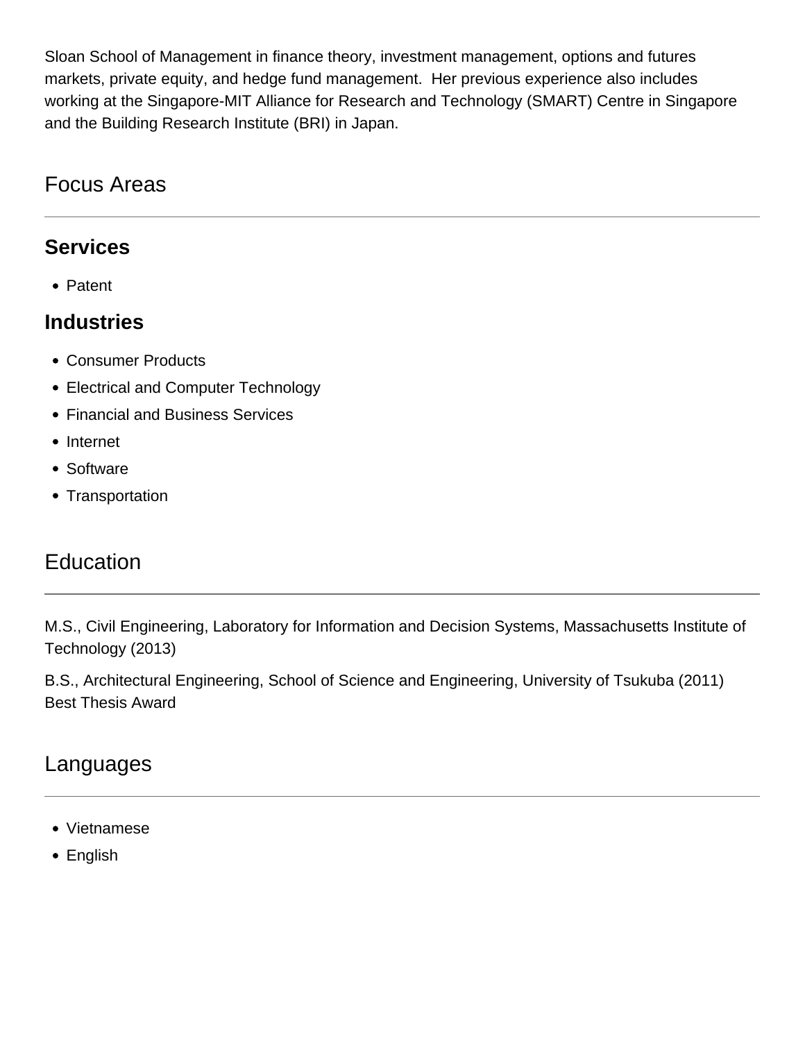Sloan School of Management in finance theory, investment management, options and futures markets, private equity, and hedge fund management.  Her previous experience also includes working at the Singapore-MIT Alliance for Research and Technology (SMART) Centre in Singapore and the Building Research Institute (BRI) in Japan.

## Focus Areas

### Services

- Patent

### Industries

- Consumer Products
- Electrical and Computer Technology
- Financial and Business Services
- Internet
- Software
- Transportation

## Education

M.S., Civil Engineering, Laboratory for Information and Decision Systems, Massachusetts Institute of Technology (2013)

B.S., Architectural Engineering, School of Science and Engineering, University of Tsukuba (2011)
Best Thesis Award

## Languages

- Vietnamese
- English